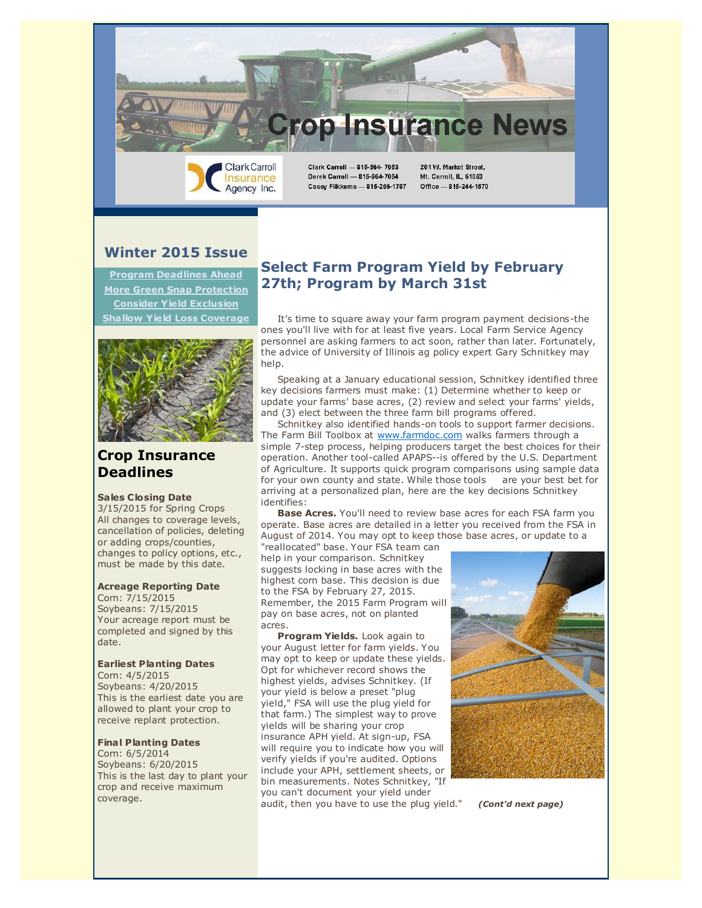# Crop Insurance News

Clark Carroll Insurance Agency Inc.

Clark Carroll — 815-564-7053
Derek Carroll — 815-564-7054
Casey Flikkema — 815-266-1787

201 W. Market Street,
Mt. Carroll, IL, 61053
Office — 815-244-1570

## Winter 2015 Issue

Program Deadlines Ahead
More Green Snap Protection
Consider Yield Exclusion
Shallow Yield Loss Coverage

## Crop Insurance Deadlines

**Sales Closing Date**
3/15/2015 for Spring Crops
All changes to coverage levels, cancellation of policies, deleting or adding crops/counties, changes to policy options, etc., must be made by this date.

**Acreage Reporting Date**
Corn: 7/15/2015
Soybeans: 7/15/2015
Your acreage report must be completed and signed by this date.

**Earliest Planting Dates**
Corn: 4/5/2015
Soybeans: 4/20/2015
This is the earliest date you are allowed to plant your crop to receive replant protection.

**Final Planting Dates**
Corn: 6/5/2014
Soybeans: 6/20/2015
This is the last day to plant your crop and receive maximum coverage.

## Select Farm Program Yield by February 27th; Program by March 31st

It's time to square away your farm program payment decisions-the ones you'll live with for at least five years. Local Farm Service Agency personnel are asking farmers to act soon, rather than later. Fortunately, the advice of University of Illinois ag policy expert Gary Schnitkey may help.

Speaking at a January educational session, Schnitkey identified three key decisions farmers must make: (1) Determine whether to keep or update your farms' base acres, (2) review and select your farms' yields, and (3) elect between the three farm bill programs offered.

Schnitkey also identified hands-on tools to support farmer decisions. The Farm Bill Toolbox at www.farmdoc.com walks farmers through a simple 7-step process, helping producers target the best choices for their operation. Another tool-called APAPS--is offered by the U.S. Department of Agriculture. It supports quick program comparisons using sample data for your own county and state. While those tools are your best bet for arriving at a personalized plan, here are the key decisions Schnitkey identifies:

**Base Acres.** You'll need to review base acres for each FSA farm you operate. Base acres are detailed in a letter you received from the FSA in August of 2014. You may opt to keep those base acres, or update to a "reallocated" base. Your FSA team can help in your comparison. Schnitkey suggests locking in base acres with the highest corn base. This decision is due to the FSA by February 27, 2015. Remember, the 2015 Farm Program will pay on base acres, not on planted acres.

**Program Yields.** Look again to your August letter for farm yields. You may opt to keep or update these yields. Opt for whichever record shows the highest yields, advises Schnitkey. (If your yield is below a preset "plug yield," FSA will use the plug yield for that farm.) The simplest way to prove yields will be sharing your crop insurance APH yield. At sign-up, FSA will require you to indicate how you will verify yields if you're audited. Options include your APH, settlement sheets, or bin measurements. Notes Schnitkey, "If you can't document your yield under audit, then you have to use the plug yield." ***(Cont'd next page)***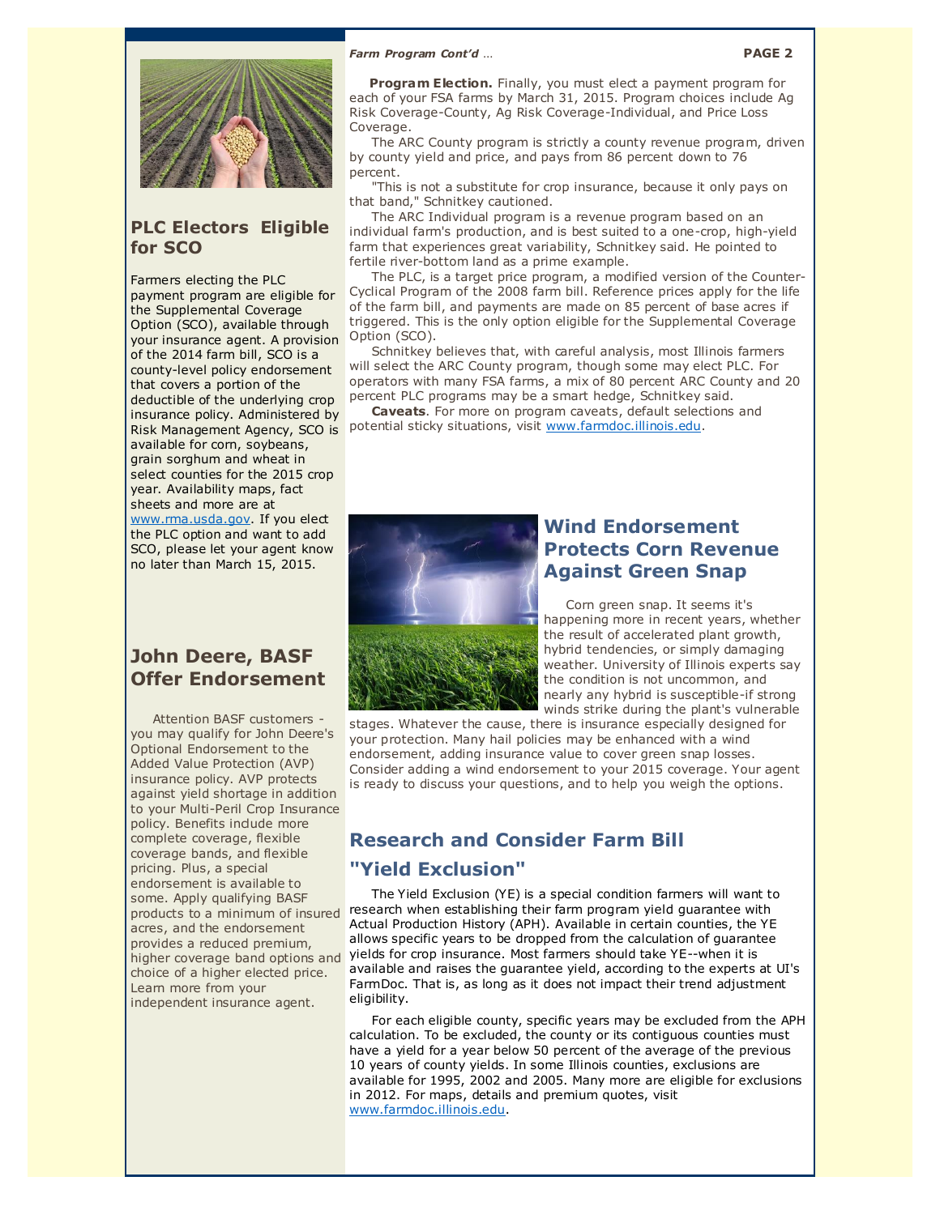*Farm Program Cont'd ...*

**Program Election.** Finally, you must elect a payment program for each of your FSA farms by March 31, 2015. Program choices include Ag Risk Coverage-County, Ag Risk Coverage-Individual, and Price Loss Coverage.

The ARC County program is strictly a county revenue program, driven by county yield and price, and pays from 86 percent down to 76 percent.

"This is not a substitute for crop insurance, because it only pays on that band," Schnitkey cautioned.

The ARC Individual program is a revenue program based on an individual farm's production, and is best suited to a one-crop, high-yield farm that experiences great variability, Schnitkey said. He pointed to fertile river-bottom land as a prime example.

The PLC, is a target price program, a modified version of the Counter-Cyclical Program of the 2008 farm bill. Reference prices apply for the life of the farm bill, and payments are made on 85 percent of base acres if triggered. This is the only option eligible for the Supplemental Coverage Option (SCO).

Schnitkey believes that, with careful analysis, most Illinois farmers will select the ARC County program, though some may elect PLC. For operators with many FSA farms, a mix of 80 percent ARC County and 20 percent PLC programs may be a smart hedge, Schnitkey said.

**Caveats**. For more on program caveats, default selections and potential sticky situations, visit www.farmdoc.illinois.edu.

## PLC Electors Eligible for SCO

Farmers electing the PLC payment program are eligible for the Supplemental Coverage Option (SCO), available through your insurance agent. A provision of the 2014 farm bill, SCO is a county-level policy endorsement that covers a portion of the deductible of the underlying crop insurance policy. Administered by Risk Management Agency, SCO is available for corn, soybeans, grain sorghum and wheat in select counties for the 2015 crop year. Availability maps, fact sheets and more are at www.rma.usda.gov. If you elect the PLC option and want to add SCO, please let your agent know no later than March 15, 2015.

## John Deere, BASF Offer Endorsement

Attention BASF customers - you may qualify for John Deere's Optional Endorsement to the Added Value Protection (AVP) insurance policy. AVP protects against yield shortage in addition to your Multi-Peril Crop Insurance policy. Benefits include more complete coverage, flexible coverage bands, and flexible pricing. Plus, a special endorsement is available to some. Apply qualifying BASF products to a minimum of insured acres, and the endorsement provides a reduced premium, higher coverage band options and choice of a higher elected price. Learn more from your independent insurance agent.

## Wind Endorsement Protects Corn Revenue Against Green Snap

Corn green snap. It seems it's happening more in recent years, whether the result of accelerated plant growth, hybrid tendencies, or simply damaging weather. University of Illinois experts say the condition is not uncommon, and nearly any hybrid is susceptible-if strong winds strike during the plant's vulnerable stages. Whatever the cause, there is insurance especially designed for your protection. Many hail policies may be enhanced with a wind endorsement, adding insurance value to cover green snap losses. Consider adding a wind endorsement to your 2015 coverage. Your agent is ready to discuss your questions, and to help you weigh the options.

## Research and Consider Farm Bill "Yield Exclusion"

The Yield Exclusion (YE) is a special condition farmers will want to research when establishing their farm program yield guarantee with Actual Production History (APH). Available in certain counties, the YE allows specific years to be dropped from the calculation of guarantee yields for crop insurance. Most farmers should take YE--when it is available and raises the guarantee yield, according to the experts at UI's FarmDoc. That is, as long as it does not impact their trend adjustment eligibility.

For each eligible county, specific years may be excluded from the APH calculation. To be excluded, the county or its contiguous counties must have a yield for a year below 50 percent of the average of the previous 10 years of county yields. In some Illinois counties, exclusions are available for 1995, 2002 and 2005. Many more are eligible for exclusions in 2012. For maps, details and premium quotes, visit www.farmdoc.illinois.edu.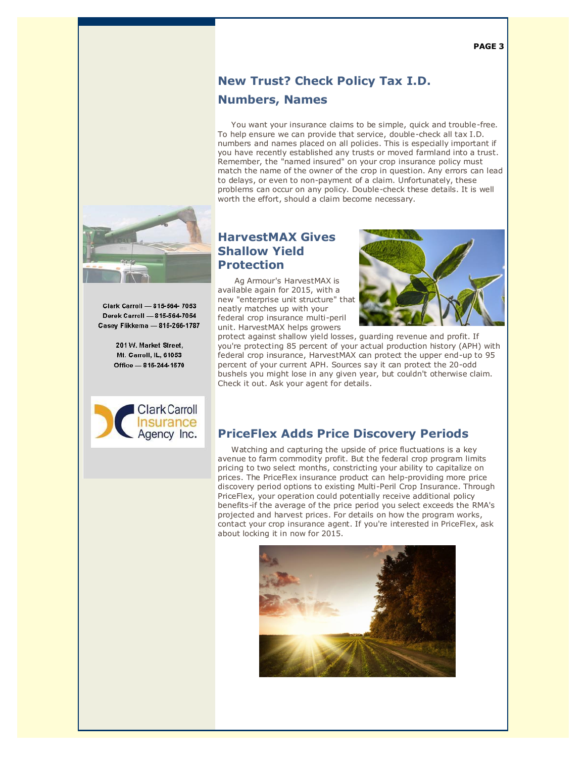## New Trust? Check Policy Tax I.D. Numbers, Names

You want your insurance claims to be simple, quick and trouble-free. To help ensure we can provide that service, double-check all tax I.D. numbers and names placed on all policies. This is especially important if you have recently established any trusts or moved farmland into a trust. Remember, the "named insured" on your crop insurance policy must match the name of the owner of the crop in question. Any errors can lead to delays, or even to non-payment of a claim. Unfortunately, these problems can occur on any policy. Double-check these details. It is well worth the effort, should a claim become necessary.

## HarvestMAX Gives Shallow Yield Protection

Ag Armour's HarvestMAX is available again for 2015, with a new "enterprise unit structure" that neatly matches up with your federal crop insurance multi-peril unit. HarvestMAX helps growers protect against shallow yield losses, guarding revenue and profit. If you're protecting 85 percent of your actual production history (APH) with federal crop insurance, HarvestMAX can protect the upper end-up to 95 percent of your current APH. Sources say it can protect the 20-odd bushels you might lose in any given year, but couldn't otherwise claim. Check it out. Ask your agent for details.

## PriceFlex Adds Price Discovery Periods

Watching and capturing the upside of price fluctuations is a key avenue to farm commodity profit. But the federal crop program limits pricing to two select months, constricting your ability to capitalize on prices. The PriceFlex insurance product can help-providing more price discovery period options to existing Multi-Peril Crop Insurance. Through PriceFlex, your operation could potentially receive additional policy benefits-if the average of the price period you select exceeds the RMA's projected and harvest prices. For details on how the program works, contact your crop insurance agent. If you're interested in PriceFlex, ask about locking it in now for 2015.

Clark Carroll — 815-564- 7053
Derek Carroll — 815-564-7054
Casey Flikkema — 815-266-1787

201 W. Market Street,
Mt. Carroll, IL, 61053
Office — 815-244-1570

Clark Carroll Insurance Agency Inc.